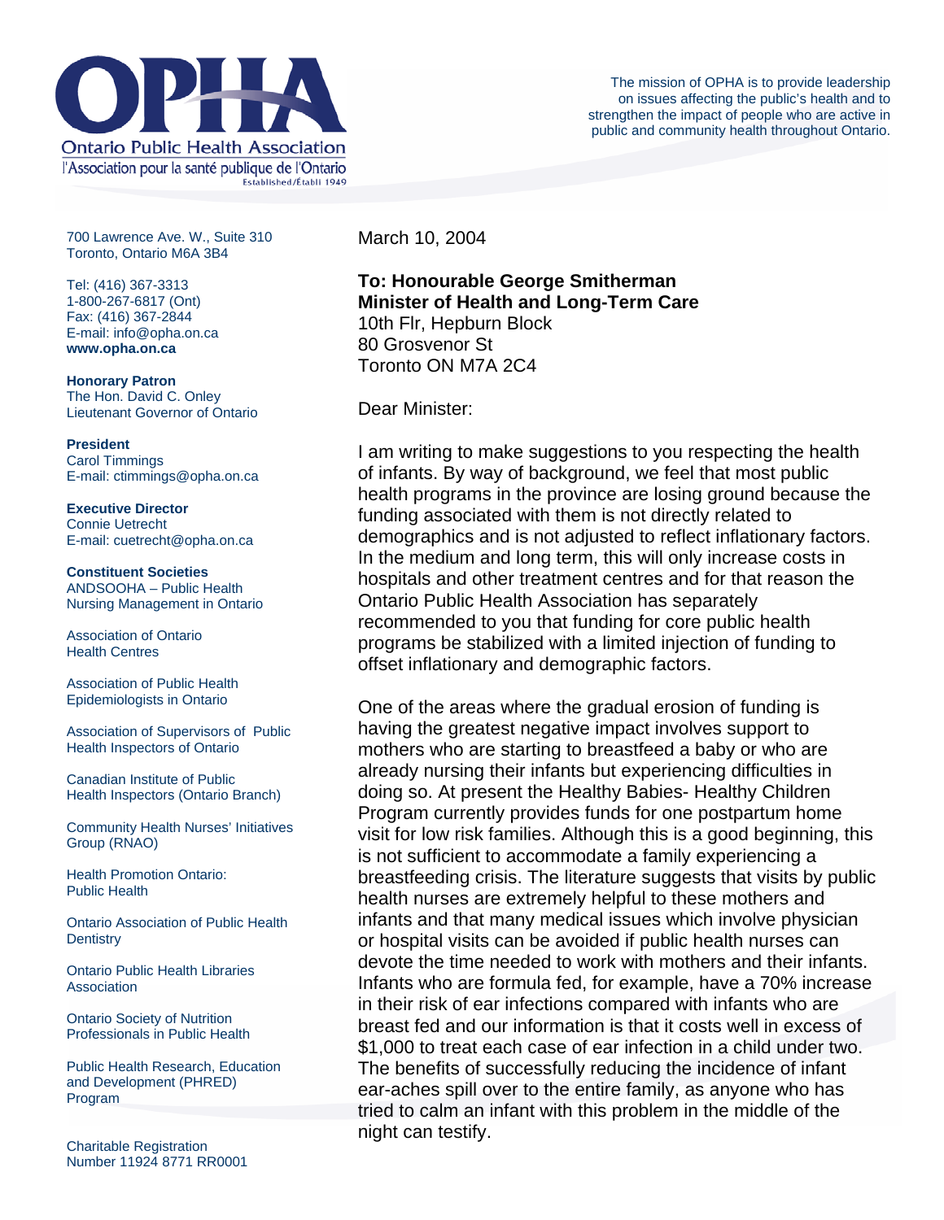# OPHA

Ontario Public Health Association

l'Association pour la santé publique de l'Ontario

Established/Établi 1949

The mission of OPHA is to provide leadership on issues affecting the public's health and to strengthen the impact of people who are active in public and community health throughout Ontario.

700 Lawrence Ave. W., Suite 310
Toronto, Ontario M6A 3B4

Tel: (416) 367-3313
1-800-267-6817 (Ont)
Fax: (416) 367-2844
E-mail: info@opha.on.ca
**www.opha.on.ca**

**Honorary Patron**
The Hon. David C. Onley
Lieutenant Governor of Ontario

**President**
Carol Timmings
E-mail: ctimmings@opha.on.ca

**Executive Director**
Connie Uetrecht
E-mail: cuetrecht@opha.on.ca

**Constituent Societies**
ANDSOOHA – Public Health Nursing Management in Ontario

Association of Ontario Health Centres

Association of Public Health Epidemiologists in Ontario

Association of Supervisors of Public Health Inspectors of Ontario

Canadian Institute of Public Health Inspectors (Ontario Branch)

Community Health Nurses' Initiatives Group (RNAO)

Health Promotion Ontario: Public Health

Ontario Association of Public Health Dentistry

Ontario Public Health Libraries Association

Ontario Society of Nutrition Professionals in Public Health

Public Health Research, Education and Development (PHRED) Program

Charitable Registration Number 11924 8771 RR0001

March 10, 2004

**To: Honourable George Smitherman**
**Minister of Health and Long-Term Care**
10th Flr, Hepburn Block
80 Grosvenor St
Toronto ON M7A 2C4

Dear Minister:

I am writing to make suggestions to you respecting the health of infants. By way of background, we feel that most public health programs in the province are losing ground because the funding associated with them is not directly related to demographics and is not adjusted to reflect inflationary factors. In the medium and long term, this will only increase costs in hospitals and other treatment centres and for that reason the Ontario Public Health Association has separately recommended to you that funding for core public health programs be stabilized with a limited injection of funding to offset inflationary and demographic factors.

One of the areas where the gradual erosion of funding is having the greatest negative impact involves support to mothers who are starting to breastfeed a baby or who are already nursing their infants but experiencing difficulties in doing so. At present the Healthy Babies- Healthy Children Program currently provides funds for one postpartum home visit for low risk families. Although this is a good beginning, this is not sufficient to accommodate a family experiencing a breastfeeding crisis. The literature suggests that visits by public health nurses are extremely helpful to these mothers and infants and that many medical issues which involve physician or hospital visits can be avoided if public health nurses can devote the time needed to work with mothers and their infants. Infants who are formula fed, for example, have a 70% increase in their risk of ear infections compared with infants who are breast fed and our information is that it costs well in excess of $1,000 to treat each case of ear infection in a child under two. The benefits of successfully reducing the incidence of infant ear-aches spill over to the entire family, as anyone who has tried to calm an infant with this problem in the middle of the night can testify.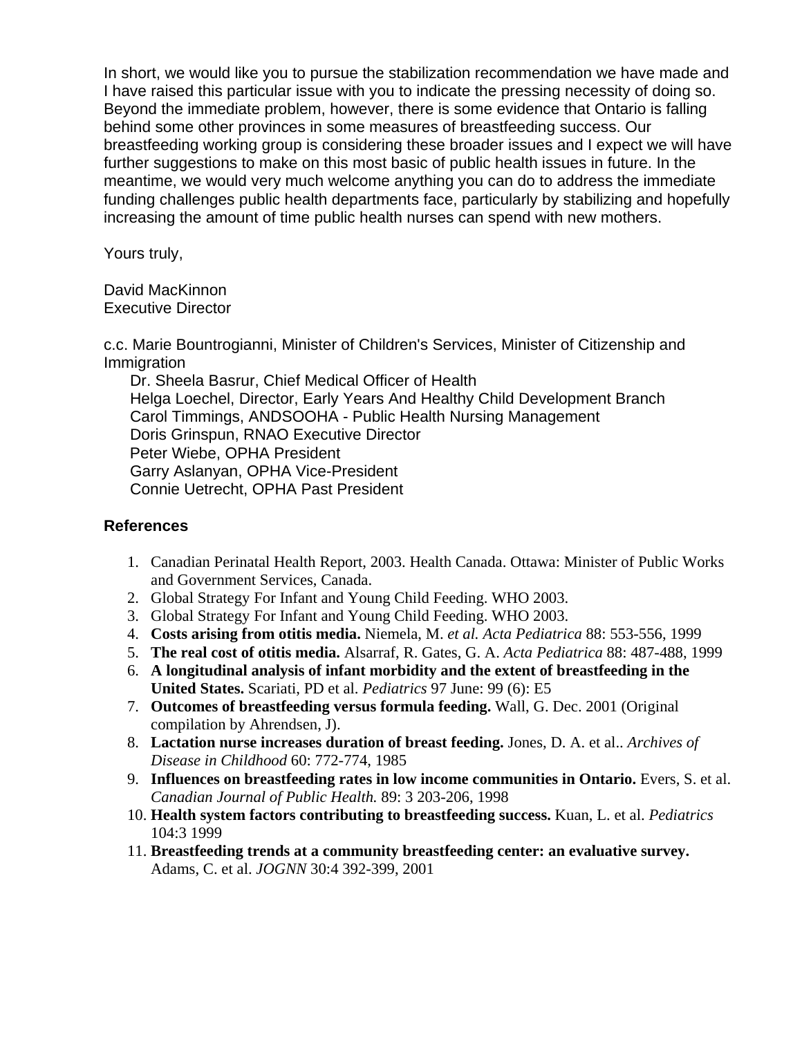In short, we would like you to pursue the stabilization recommendation we have made and I have raised this particular issue with you to indicate the pressing necessity of doing so. Beyond the immediate problem, however, there is some evidence that Ontario is falling behind some other provinces in some measures of breastfeeding success. Our breastfeeding working group is considering these broader issues and I expect we will have further suggestions to make on this most basic of public health issues in future. In the meantime, we would very much welcome anything you can do to address the immediate funding challenges public health departments face, particularly by stabilizing and hopefully increasing the amount of time public health nurses can spend with new mothers.

Yours truly,

David MacKinnon
Executive Director

c.c. Marie Bountrogianni, Minister of Children's Services, Minister of Citizenship and Immigration
Dr. Sheela Basrur, Chief Medical Officer of Health
Helga Loechel, Director, Early Years And Healthy Child Development Branch
Carol Timmings, ANDSOOHA - Public Health Nursing Management
Doris Grinspun, RNAO Executive Director
Peter Wiebe, OPHA President
Garry Aslanyan, OPHA Vice-President
Connie Uetrecht, OPHA Past President

**References**

1. Canadian Perinatal Health Report, 2003. Health Canada. Ottawa: Minister of Public Works and Government Services, Canada.
2. Global Strategy For Infant and Young Child Feeding. WHO 2003.
3. Global Strategy For Infant and Young Child Feeding. WHO 2003.
4. **Costs arising from otitis media.** Niemela, M. *et al. Acta Pediatrica* 88: 553-556, 1999
5. **The real cost of otitis media.** Alsarraf, R. Gates, G. A. *Acta Pediatrica* 88: 487-488, 1999
6. **A longitudinal analysis of infant morbidity and the extent of breastfeeding in the United States.** Scariati, PD et al. *Pediatrics* 97 June: 99 (6): E5
7. **Outcomes of breastfeeding versus formula feeding.** Wall, G. Dec. 2001 (Original compilation by Ahrendsen, J).
8. **Lactation nurse increases duration of breast feeding.** Jones, D. A. et al.. *Archives of Disease in Childhood* 60: 772-774, 1985
9. **Influences on breastfeeding rates in low income communities in Ontario.** Evers, S. et al. *Canadian Journal of Public Health.* 89: 3 203-206, 1998
10. **Health system factors contributing to breastfeeding success.** Kuan, L. et al. *Pediatrics* 104:3 1999
11. **Breastfeeding trends at a community breastfeeding center: an evaluative survey.** Adams, C. et al. *JOGNN* 30:4 392-399, 2001